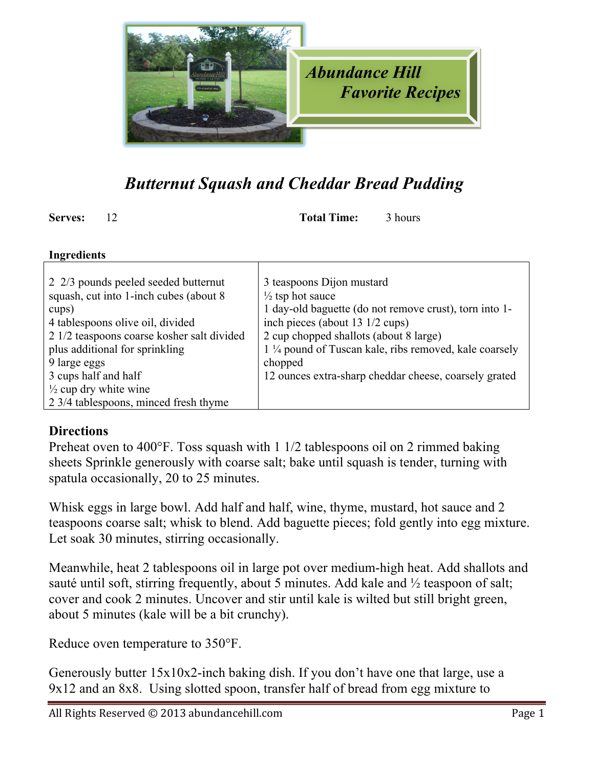# Abundance Hill Favorite Recipes

## *Butternut Squash and Cheddar Bread Pudding*

**Serves:** 12 **Total Time:** 3 hours

**Ingredients**

| | |
|---|---|
| 2 2/3 pounds peeled seeded butternut squash, cut into 1-inch cubes (about 8 cups)<br>4 tablespoons olive oil, divided<br>2 1/2 teaspoons coarse kosher salt divided plus additional for sprinkling<br>9 large eggs<br>3 cups half and half<br>½ cup dry white wine<br>2 3/4 tablespoons, minced fresh thyme | 3 teaspoons Dijon mustard<br>½ tsp hot sauce<br>1 day-old baguette (do not remove crust), torn into 1-inch pieces (about 13 1/2 cups)<br>2 cup chopped shallots (about 8 large)<br>1 ¼ pound of Tuscan kale, ribs removed, kale coarsely chopped<br>12 ounces extra-sharp cheddar cheese, coarsely grated |

**Directions**

Preheat oven to 400°F. Toss squash with 1 1/2 tablespoons oil on 2 rimmed baking sheets Sprinkle generously with coarse salt; bake until squash is tender, turning with spatula occasionally, 20 to 25 minutes.

Whisk eggs in large bowl. Add half and half, wine, thyme, mustard, hot sauce and 2 teaspoons coarse salt; whisk to blend. Add baguette pieces; fold gently into egg mixture. Let soak 30 minutes, stirring occasionally.

Meanwhile, heat 2 tablespoons oil in large pot over medium-high heat. Add shallots and sauté until soft, stirring frequently, about 5 minutes. Add kale and ½ teaspoon of salt; cover and cook 2 minutes. Uncover and stir until kale is wilted but still bright green, about 5 minutes (kale will be a bit crunchy).

Reduce oven temperature to 350°F.

Generously butter 15x10x2-inch baking dish. If you don't have one that large, use a 9x12 and an 8x8. Using slotted spoon, transfer half of bread from egg mixture to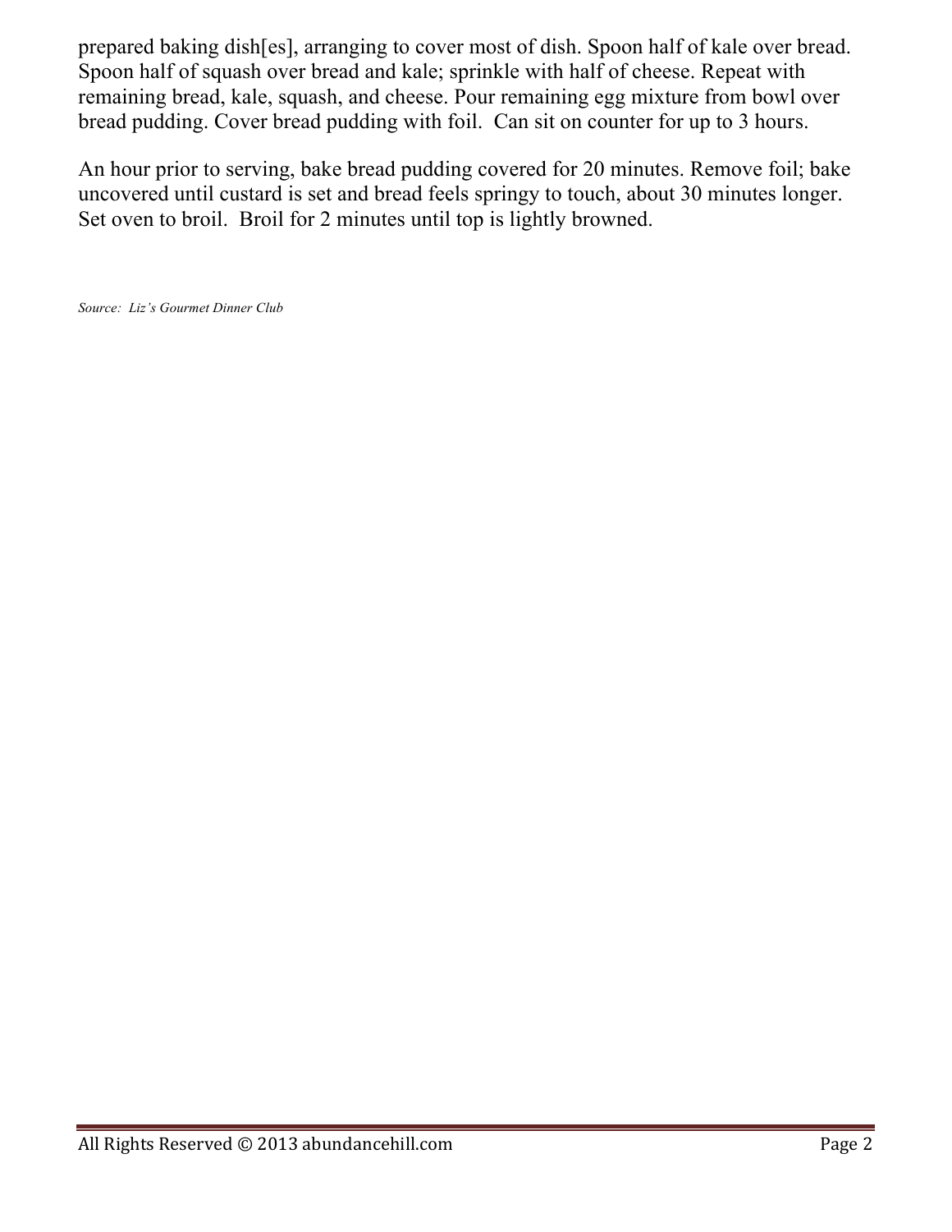prepared baking dish[es], arranging to cover most of dish. Spoon half of kale over bread. Spoon half of squash over bread and kale; sprinkle with half of cheese. Repeat with remaining bread, kale, squash, and cheese. Pour remaining egg mixture from bowl over bread pudding. Cover bread pudding with foil. Can sit on counter for up to 3 hours.

An hour prior to serving, bake bread pudding covered for 20 minutes. Remove foil; bake uncovered until custard is set and bread feels springy to touch, about 30 minutes longer. Set oven to broil. Broil for 2 minutes until top is lightly browned.

*Source: Liz's Gourmet Dinner Club*